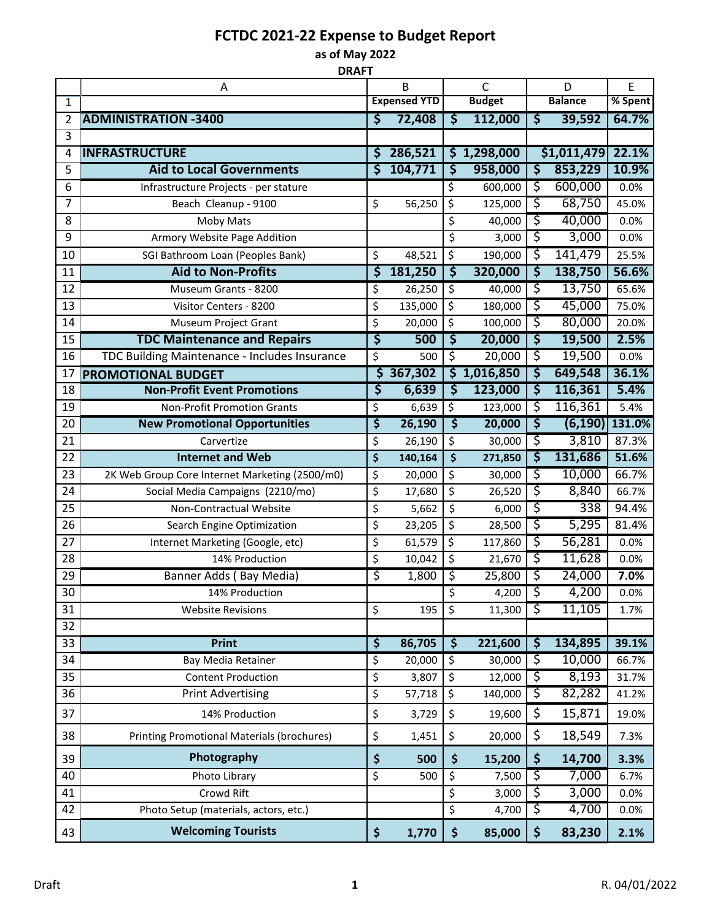# FCTDC 2021-22 Expense to Budget Report

**as of May 2022**

**DRAFT**

| | A | B | C | D | E |
|---|---|---|---|---|---|
| 1 | | **Expensed YTD** | **Budget** | **Balance** | **% Spent** |
| 2 | **ADMINISTRATION -3400** | **$ 72,408** | **$ 112,000** | **$ 39,592** | **64.7%** |
| 3 | | | | | |
| 4 | **INFRASTRUCTURE** | **$ 286,521** | **$ 1,298,000** | **$1,011,479** | **22.1%** |
| 5 | **Aid to Local Governments** | **$ 104,771** | **$ 958,000** | **$ 853,229** | **10.9%** |
| 6 | Infrastructure Projects - per stature | | $ 600,000 | $ 600,000 | 0.0% |
| 7 | Beach Cleanup - 9100 | $ 56,250 | $ 125,000 | $ 68,750 | 45.0% |
| 8 | Moby Mats | | $ 40,000 | $ 40,000 | 0.0% |
| 9 | Armory Website Page Addition | | $ 3,000 | $ 3,000 | 0.0% |
| 10 | SGI Bathroom Loan (Peoples Bank) | $ 48,521 | $ 190,000 | $ 141,479 | 25.5% |
| 11 | **Aid to Non-Profits** | **$ 181,250** | **$ 320,000** | **$ 138,750** | **56.6%** |
| 12 | Museum Grants - 8200 | $ 26,250 | $ 40,000 | $ 13,750 | 65.6% |
| 13 | Visitor Centers - 8200 | $ 135,000 | $ 180,000 | $ 45,000 | 75.0% |
| 14 | Museum Project Grant | $ 20,000 | $ 100,000 | $ 80,000 | 20.0% |
| 15 | **TDC Maintenance and Repairs** | **$ 500** | **$ 20,000** | **$ 19,500** | **2.5%** |
| 16 | TDC Building Maintenance - Includes Insurance | $ 500 | $ 20,000 | $ 19,500 | 0.0% |
| 17 | **PROMOTIONAL BUDGET** | **$ 367,302** | **$ 1,016,850** | **$ 649,548** | **36.1%** |
| 18 | **Non-Profit Event Promotions** | **$ 6,639** | **$ 123,000** | **$ 116,361** | **5.4%** |
| 19 | Non-Profit Promotion Grants | $ 6,639 | $ 123,000 | $ 116,361 | 5.4% |
| 20 | **New Promotional Opportunities** | **$ 26,190** | **$ 20,000** | **$ (6,190)** | **131.0%** |
| 21 | Carvertize | $ 26,190 | $ 30,000 | $ 3,810 | 87.3% |
| 22 | **Internet and Web** | **$ 140,164** | **$ 271,850** | **$ 131,686** | **51.6%** |
| 23 | 2K Web Group Core Internet Marketing (2500/m0) | $ 20,000 | $ 30,000 | $ 10,000 | 66.7% |
| 24 | Social Media Campaigns (2210/mo) | $ 17,680 | $ 26,520 | $ 8,840 | 66.7% |
| 25 | Non-Contractual Website | $ 5,662 | $ 6,000 | $ 338 | 94.4% |
| 26 | Search Engine Optimization | $ 23,205 | $ 28,500 | $ 5,295 | 81.4% |
| 27 | Internet Marketing (Google, etc) | $ 61,579 | $ 117,860 | $ 56,281 | 0.0% |
| 28 | 14% Production | $ 10,042 | $ 21,670 | $ 11,628 | 0.0% |
| 29 | Banner Adds ( Bay Media) | $ 1,800 | $ 25,800 | $ 24,000 | **7.0%** |
| 30 | 14% Production | | $ 4,200 | $ 4,200 | 0.0% |
| 31 | Website Revisions | $ 195 | $ 11,300 | $ 11,105 | 1.7% |
| 32 | | | | | |
| 33 | **Print** | **$ 86,705** | **$ 221,600** | **$ 134,895** | **39.1%** |
| 34 | Bay Media Retainer | $ 20,000 | $ 30,000 | $ 10,000 | 66.7% |
| 35 | Content Production | $ 3,807 | $ 12,000 | $ 8,193 | 31.7% |
| 36 | Print Advertising | $ 57,718 | $ 140,000 | $ 82,282 | 41.2% |
| 37 | 14% Production | $ 3,729 | $ 19,600 | $ 15,871 | 19.0% |
| 38 | Printing Promotional Materials (brochures) | $ 1,451 | $ 20,000 | $ 18,549 | 7.3% |
| 39 | **Photography** | **$ 500** | **$ 15,200** | **$ 14,700** | **3.3%** |
| 40 | Photo Library | $ 500 | $ 7,500 | $ 7,000 | 6.7% |
| 41 | Crowd Rift | | $ 3,000 | $ 3,000 | 0.0% |
| 42 | Photo Setup (materials, actors, etc.) | | $ 4,700 | $ 4,700 | 0.0% |
| 43 | **Welcoming Tourists** | **$ 1,770** | **$ 85,000** | **$ 83,230** | **2.1%** |

Draft

R. 04/01/2022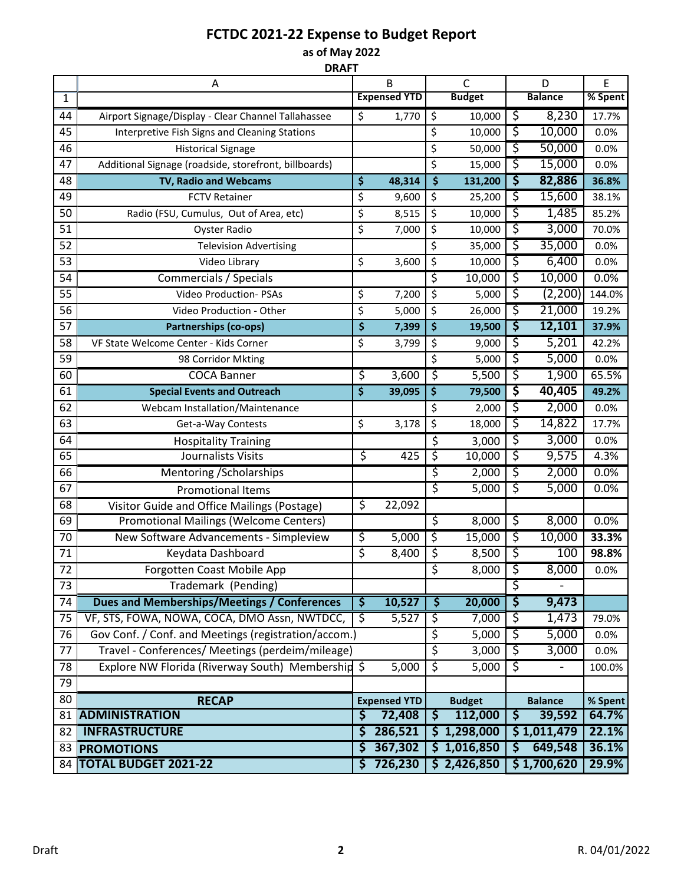# FCTDC 2021-22 Expense to Budget Report

**as of May 2022**

**DRAFT**

| | A | B | C | D | E |
|---|---|---|---|---|---|
| 1 | | Expensed YTD | Budget | Balance | % Spent |
| 44 | Airport Signage/Display - Clear Channel Tallahassee | $ 1,770 | $ 10,000 | $ 8,230 | 17.7% |
| 45 | Interpretive Fish Signs and Cleaning Stations | | $ 10,000 | $ 10,000 | 0.0% |
| 46 | Historical Signage | | $ 50,000 | $ 50,000 | 0.0% |
| 47 | Additional Signage (roadside, storefront, billboards) | | $ 15,000 | $ 15,000 | 0.0% |
| 48 | **TV, Radio and Webcams** | **$ 48,314** | **$ 131,200** | **$ 82,886** | **36.8%** |
| 49 | FCTV Retainer | $ 9,600 | $ 25,200 | $ 15,600 | 38.1% |
| 50 | Radio (FSU, Cumulus, Out of Area, etc) | $ 8,515 | $ 10,000 | $ 1,485 | 85.2% |
| 51 | Oyster Radio | $ 7,000 | $ 10,000 | $ 3,000 | 70.0% |
| 52 | Television Advertising | | $ 35,000 | $ 35,000 | 0.0% |
| 53 | Video Library | $ 3,600 | $ 10,000 | $ 6,400 | 0.0% |
| 54 | Commercials / Specials | | $ 10,000 | $ 10,000 | 0.0% |
| 55 | Video Production- PSAs | $ 7,200 | $ 5,000 | $ (2,200) | 144.0% |
| 56 | Video Production - Other | $ 5,000 | $ 26,000 | $ 21,000 | 19.2% |
| 57 | **Partnerships (co-ops)** | **$ 7,399** | **$ 19,500** | **$ 12,101** | **37.9%** |
| 58 | VF State Welcome Center - Kids Corner | $ 3,799 | $ 9,000 | $ 5,201 | 42.2% |
| 59 | 98 Corridor Mkting | | $ 5,000 | $ 5,000 | 0.0% |
| 60 | COCA Banner | $ 3,600 | $ 5,500 | $ 1,900 | 65.5% |
| 61 | **Special Events and Outreach** | **$ 39,095** | **$ 79,500** | **$ 40,405** | **49.2%** |
| 62 | Webcam Installation/Maintenance | | $ 2,000 | $ 2,000 | 0.0% |
| 63 | Get-a-Way Contests | $ 3,178 | $ 18,000 | $ 14,822 | 17.7% |
| 64 | Hospitality Training | | $ 3,000 | $ 3,000 | 0.0% |
| 65 | Journalists Visits | $ 425 | $ 10,000 | $ 9,575 | 4.3% |
| 66 | Mentoring /Scholarships | | $ 2,000 | $ 2,000 | 0.0% |
| 67 | Promotional Items | | $ 5,000 | $ 5,000 | 0.0% |
| 68 | Visitor Guide and Office Mailings (Postage) | $ 22,092 | | | |
| 69 | Promotional Mailings (Welcome Centers) | | $ 8,000 | $ 8,000 | 0.0% |
| 70 | New Software Advancements - Simpleview | $ 5,000 | $ 15,000 | $ 10,000 | **33.3%** |
| 71 | Keydata Dashboard | $ 8,400 | $ 8,500 | $ 100 | **98.8%** |
| 72 | Forgotten Coast Mobile App | | $ 8,000 | $ 8,000 | 0.0% |
| 73 | Trademark (Pending) | | | $ - | |
| 74 | **Dues and Memberships/Meetings / Conferences** | **$ 10,527** | **$ 20,000** | **$ 9,473** | |
| 75 | VF, STS, FOWA, NOWA, COCA, DMO Assn, NWTDCC, | $ 5,527 | $ 7,000 | $ 1,473 | 79.0% |
| 76 | Gov Conf. / Conf. and Meetings (registration/accom.) | | $ 5,000 | $ 5,000 | 0.0% |
| 77 | Travel - Conferences/ Meetings (perdeim/mileage) | | $ 3,000 | $ 3,000 | 0.0% |
| 78 | Explore NW Florida (Riverway South) Membership | $ 5,000 | $ 5,000 | $ - | 100.0% |
| 79 | | | | | |
| 80 | **RECAP** | Expensed YTD | Budget | Balance | % Spent |
| 81 | **ADMINISTRATION** | **$ 72,408** | **$ 112,000** | **$ 39,592** | **64.7%** |
| 82 | **INFRASTRUCTURE** | **$ 286,521** | **$ 1,298,000** | **$ 1,011,479** | **22.1%** |
| 83 | **PROMOTIONS** | **$ 367,302** | **$ 1,016,850** | **$ 649,548** | **36.1%** |
| 84 | **TOTAL BUDGET 2021-22** | **$ 726,230** | **$ 2,426,850** | **$ 1,700,620** | **29.9%** |

Draft

R. 04/01/2022